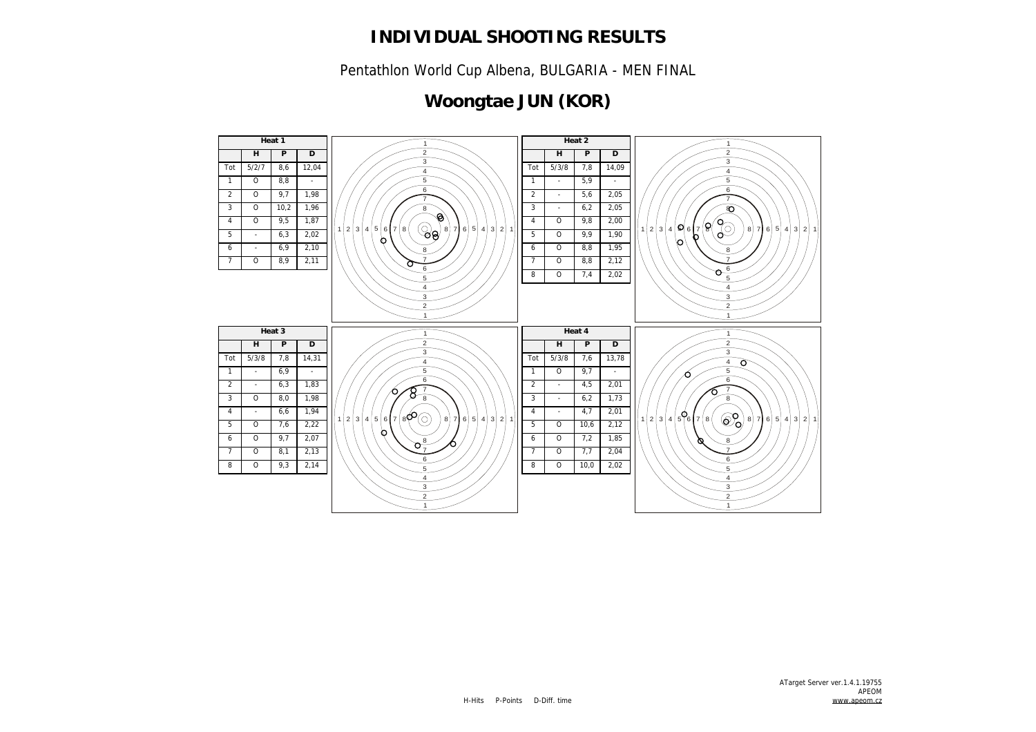# INDIVIDUAL SHOOTING RESULTS

Pentathlon World Cup Albena, BULGARIA - MEN FINAL

## Woongtae JUN (KOR)

**Heat 1**

| | H | P | D |
|---|---|---|---|
| Tot | 5/2/7 | 8,6 | 12,04 |
| 1 | O | 8,8 | - |
| 2 | O | 9,7 | 1,98 |
| 3 | O | 10,2 | 1,96 |
| 4 | O | 9,5 | 1,87 |
| 5 | - | 6,3 | 2,02 |
| 6 | - | 6,9 | 2,10 |
| 7 | O | 8,9 | 2,11 |

**Heat 2**

| | H | P | D |
|---|---|---|---|
| Tot | 5/3/8 | 7,8 | 14,09 |
| 1 | - | 5,9 | - |
| 2 | - | 5,6 | 2,05 |
| 3 | - | 6,2 | 2,05 |
| 4 | O | 9,8 | 2,00 |
| 5 | O | 9,9 | 1,90 |
| 6 | O | 8,8 | 1,95 |
| 7 | O | 8,8 | 2,12 |
| 8 | O | 7,4 | 2,02 |

**Heat 3**

| | H | P | D |
|---|---|---|---|
| Tot | 5/3/8 | 7,8 | 14,31 |
| 1 | - | 6,9 | - |
| 2 | - | 6,3 | 1,83 |
| 3 | O | 8,0 | 1,98 |
| 4 | - | 6,6 | 1,94 |
| 5 | O | 7,6 | 2,22 |
| 6 | O | 9,7 | 2,07 |
| 7 | O | 8,1 | 2,13 |
| 8 | O | 9,3 | 2,14 |

**Heat 4**

| | H | P | D |
|---|---|---|---|
| Tot | 5/3/8 | 7,6 | 13,78 |
| 1 | O | 9,7 | - |
| 2 | - | 4,5 | 2,01 |
| 3 | - | 6,2 | 1,73 |
| 4 | - | 4,7 | 2,01 |
| 5 | O | 10,6 | 2,12 |
| 6 | O | 7,2 | 1,85 |
| 7 | O | 7,7 | 2,04 |
| 8 | O | 10,0 | 2,02 |

H-Hits P-Points D-Diff. time

ATarget Server ver.1.4.1.19755
APEOM
www.apeom.cz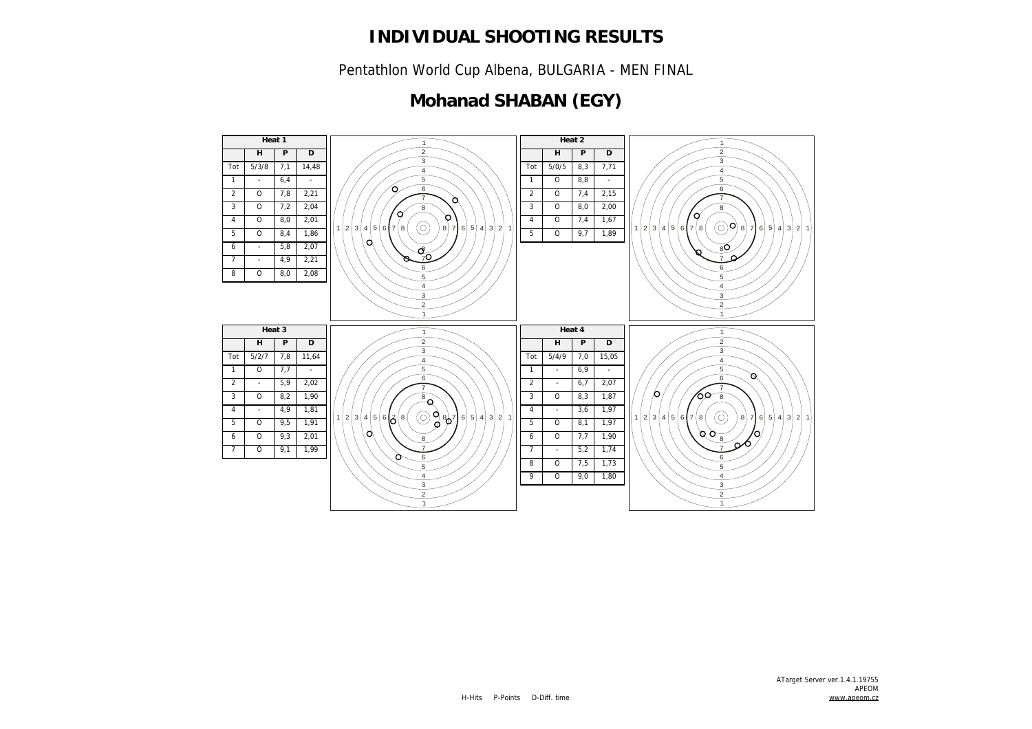# INDIVIDUAL SHOOTING RESULTS

Pentathlon World Cup Albena, BULGARIA - MEN FINAL

## Mohanad SHABAN (EGY)

**Heat 1**

| | H | P | D |
|---|---|---|---|
| Tot | 5/3/8 | 7,1 | 14,48 |
| 1 | - | 6,4 | - |
| 2 | O | 7,8 | 2,21 |
| 3 | O | 7,2 | 2,04 |
| 4 | O | 8,0 | 2,01 |
| 5 | O | 8,4 | 1,86 |
| 6 | - | 5,8 | 2,07 |
| 7 | - | 4,9 | 2,21 |
| 8 | O | 8,0 | 2,08 |

**Heat 2**

| | H | P | D |
|---|---|---|---|
| Tot | 5/0/5 | 8,3 | 7,71 |
| 1 | O | 8,8 | - |
| 2 | O | 7,4 | 2,15 |
| 3 | O | 8,0 | 2,00 |
| 4 | O | 7,4 | 1,67 |
| 5 | O | 9,7 | 1,89 |

**Heat 3**

| | H | P | D |
|---|---|---|---|
| Tot | 5/2/7 | 7,8 | 11,64 |
| 1 | O | 7,7 | - |
| 2 | - | 5,9 | 2,02 |
| 3 | O | 8,2 | 1,90 |
| 4 | - | 4,9 | 1,81 |
| 5 | O | 9,5 | 1,91 |
| 6 | O | 9,3 | 2,01 |
| 7 | O | 9,1 | 1,99 |

**Heat 4**

| | H | P | D |
|---|---|---|---|
| Tot | 5/4/9 | 7,0 | 15,05 |
| 1 | - | 6,9 | - |
| 2 | - | 6,7 | 2,07 |
| 3 | O | 8,3 | 1,87 |
| 4 | - | 3,6 | 1,97 |
| 5 | O | 8,1 | 1,97 |
| 6 | O | 7,7 | 1,90 |
| 7 | - | 5,2 | 1,74 |
| 8 | O | 7,5 | 1,73 |
| 9 | O | 9,0 | 1,80 |

H-Hits P-Points D-Diff. time

ATarget Server ver.1.4.1.19755
APEOM
www.apeom.cz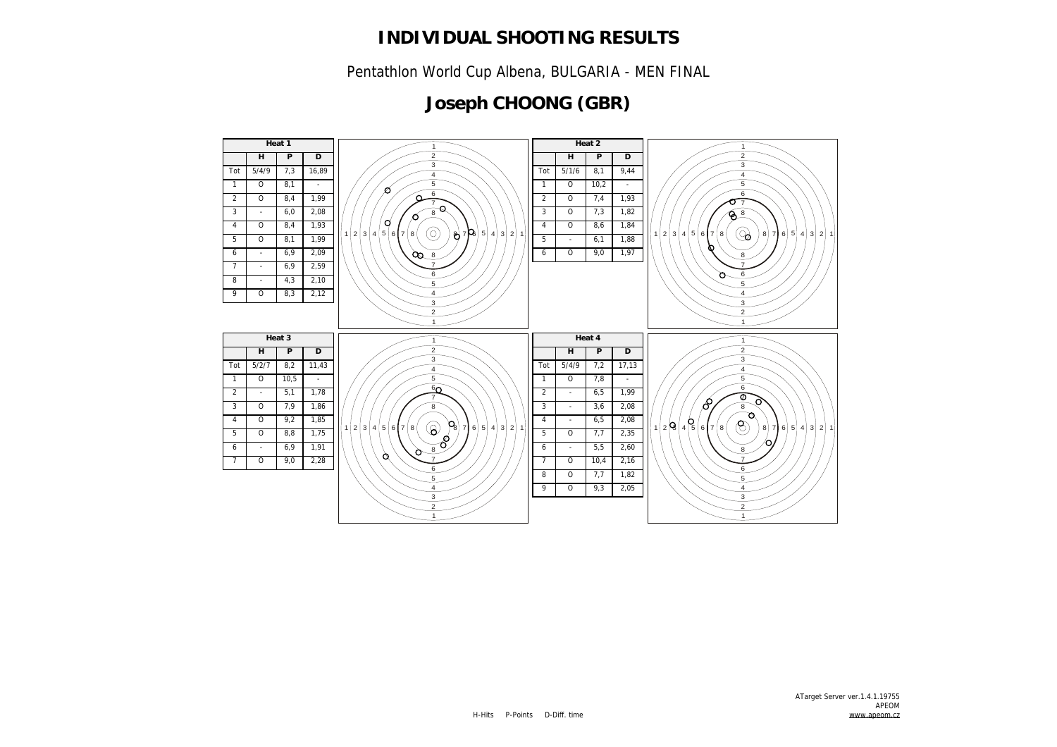# INDIVIDUAL SHOOTING RESULTS

Pentathlon World Cup Albena, BULGARIA - MEN FINAL

## Joseph CHOONG (GBR)

**Heat 1**

| | H | P | D |
|---|---|---|---|
| Tot | 5/4/9 | 7,3 | 16,89 |
| 1 | O | 8,1 | - |
| 2 | O | 8,4 | 1,99 |
| 3 | - | 6,0 | 2,08 |
| 4 | O | 8,4 | 1,93 |
| 5 | O | 8,1 | 1,99 |
| 6 | - | 6,9 | 2,09 |
| 7 | - | 6,9 | 2,59 |
| 8 | - | 4,3 | 2,10 |
| 9 | O | 8,3 | 2,12 |

**Heat 2**

| | H | P | D |
|---|---|---|---|
| Tot | 5/1/6 | 8,1 | 9,44 |
| 1 | O | 10,2 | - |
| 2 | O | 7,4 | 1,93 |
| 3 | O | 7,3 | 1,82 |
| 4 | O | 8,6 | 1,84 |
| 5 | - | 6,1 | 1,88 |
| 6 | O | 9,0 | 1,97 |

**Heat 3**

| | H | P | D |
|---|---|---|---|
| Tot | 5/2/7 | 8,2 | 11,43 |
| 1 | O | 10,5 | - |
| 2 | - | 5,1 | 1,78 |
| 3 | O | 7,9 | 1,86 |
| 4 | O | 9,2 | 1,85 |
| 5 | O | 8,8 | 1,75 |
| 6 | - | 6,9 | 1,91 |
| 7 | O | 9,0 | 2,28 |

**Heat 4**

| | H | P | D |
|---|---|---|---|
| Tot | 5/4/9 | 7,2 | 17,13 |
| 1 | O | 7,8 | - |
| 2 | - | 6,5 | 1,99 |
| 3 | - | 3,6 | 2,08 |
| 4 | - | 6,5 | 2,08 |
| 5 | O | 7,7 | 2,35 |
| 6 | - | 5,5 | 2,60 |
| 7 | O | 10,4 | 2,16 |
| 8 | O | 7,7 | 1,82 |
| 9 | O | 9,3 | 2,05 |

H-Hits P-Points D-Diff. time

ATarget Server ver.1.4.1.19755
APEOM
www.apeom.cz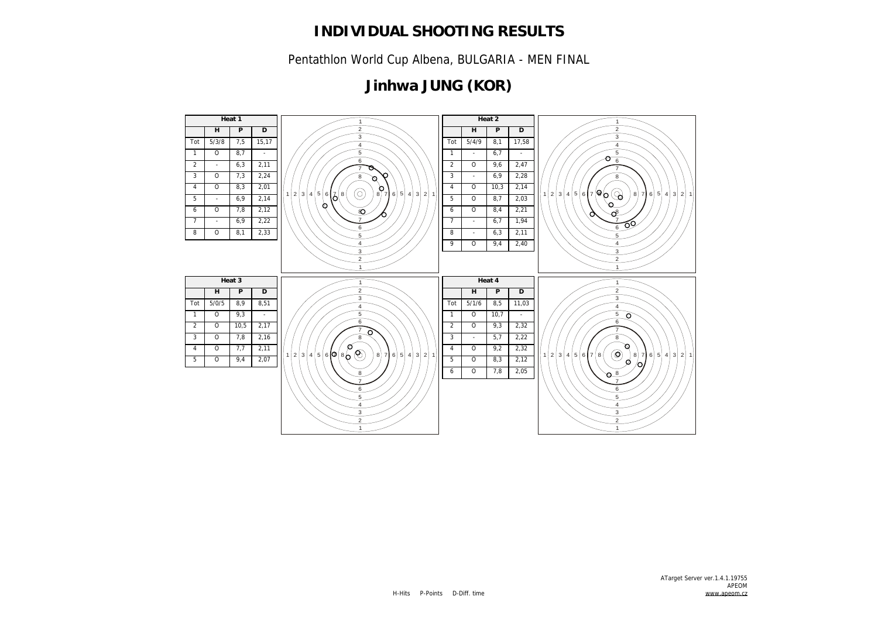# INDIVIDUAL SHOOTING RESULTS

Pentathlon World Cup Albena, BULGARIA - MEN FINAL

## Jinhwa JUNG (KOR)

| Heat 1 | | | |
|---|---|---|---|
| | H | P | D |
| Tot | 5/3/8 | 7,5 | 15,17 |
| 1 | O | 8,7 | - |
| 2 | - | 6,3 | 2,11 |
| 3 | O | 7,3 | 2,24 |
| 4 | O | 8,3 | 2,01 |
| 5 | - | 6,9 | 2,14 |
| 6 | O | 7,8 | 2,12 |
| 7 | - | 6,9 | 2,22 |
| 8 | O | 8,1 | 2,33 |

| Heat 2 | | | |
|---|---|---|---|
| | H | P | D |
| Tot | 5/4/9 | 8,1 | 17,58 |
| 1 | - | 6,7 | - |
| 2 | O | 9,6 | 2,47 |
| 3 | - | 6,9 | 2,28 |
| 4 | O | 10,3 | 2,14 |
| 5 | O | 8,7 | 2,03 |
| 6 | O | 8,4 | 2,21 |
| 7 | - | 6,7 | 1,94 |
| 8 | - | 6,3 | 2,11 |
| 9 | O | 9,4 | 2,40 |

| Heat 3 | | | |
|---|---|---|---|
| | H | P | D |
| Tot | 5/0/5 | 8,9 | 8,51 |
| 1 | O | 9,3 | - |
| 2 | O | 10,5 | 2,17 |
| 3 | O | 7,8 | 2,16 |
| 4 | O | 7,7 | 2,11 |
| 5 | O | 9,4 | 2,07 |

| Heat 4 | | | |
|---|---|---|---|
| | H | P | D |
| Tot | 5/1/6 | 8,5 | 11,03 |
| 1 | O | 10,7 | - |
| 2 | O | 9,3 | 2,32 |
| 3 | - | 5,7 | 2,22 |
| 4 | O | 9,2 | 2,32 |
| 5 | O | 8,3 | 2,12 |
| 6 | O | 7,8 | 2,05 |

H-Hits P-Points D-Diff. time

ATarget Server ver.1.4.1.19755
APEOM
www.apeom.cz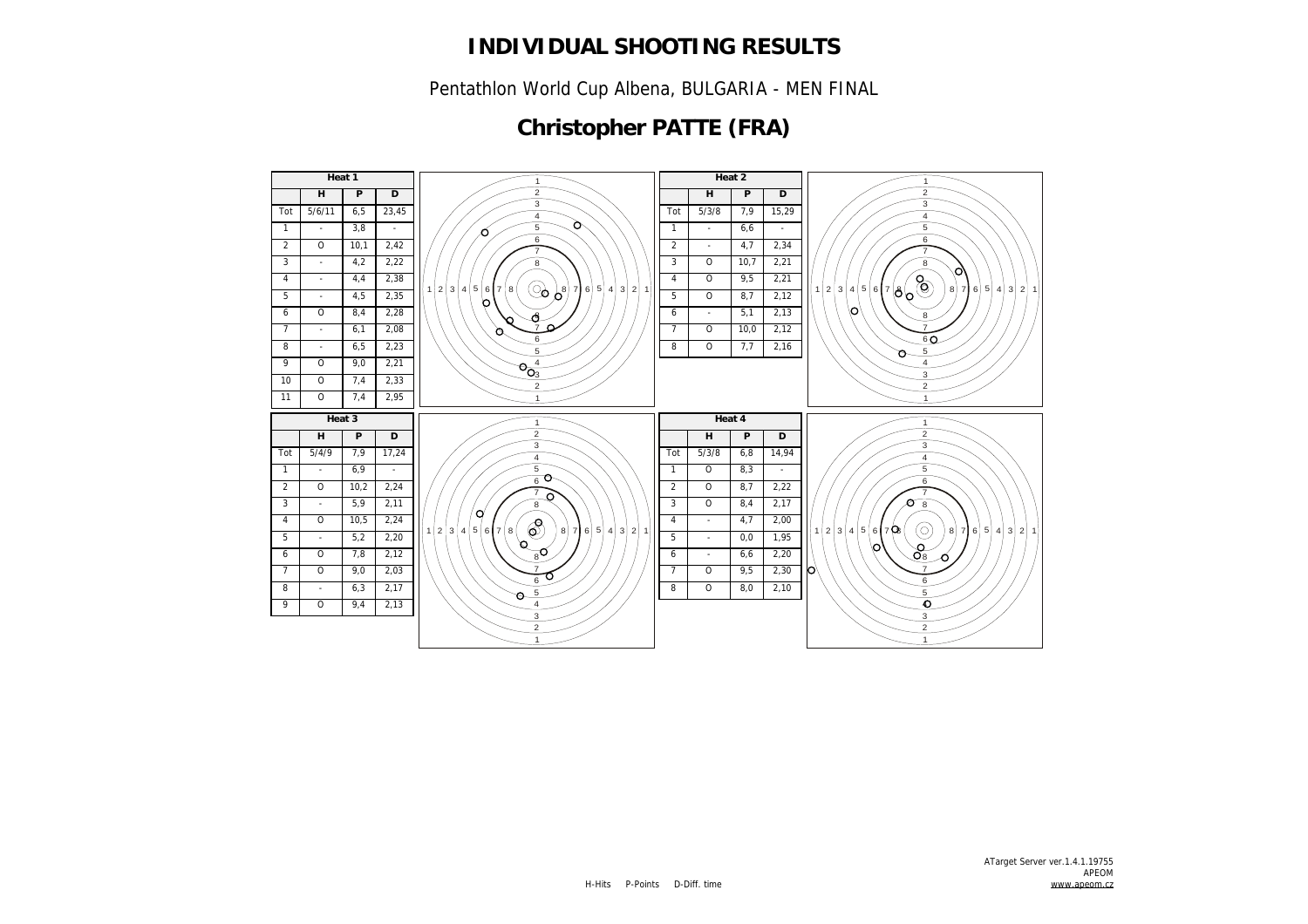# INDIVIDUAL SHOOTING RESULTS

Pentathlon World Cup Albena, BULGARIA - MEN FINAL

## Christopher PATTE (FRA)

**Heat 1**

| | H | P | D |
|---|---|---|---|
| Tot | 5/6/11 | 6,5 | 23,45 |
| 1 | - | 3,8 | - |
| 2 | O | 10,1 | 2,42 |
| 3 | - | 4,2 | 2,22 |
| 4 | - | 4,4 | 2,38 |
| 5 | - | 4,5 | 2,35 |
| 6 | O | 8,4 | 2,28 |
| 7 | - | 6,1 | 2,08 |
| 8 | - | 6,5 | 2,23 |
| 9 | O | 9,0 | 2,21 |
| 10 | O | 7,4 | 2,33 |
| 11 | O | 7,4 | 2,95 |

**Heat 2**

| | H | P | D |
|---|---|---|---|
| Tot | 5/3/8 | 7,9 | 15,29 |
| 1 | - | 6,6 | - |
| 2 | - | 4,7 | 2,34 |
| 3 | O | 10,7 | 2,21 |
| 4 | O | 9,5 | 2,21 |
| 5 | O | 8,7 | 2,12 |
| 6 | - | 5,1 | 2,13 |
| 7 | O | 10,0 | 2,12 |
| 8 | O | 7,7 | 2,16 |

**Heat 3**

| | H | P | D |
|---|---|---|---|
| Tot | 5/4/9 | 7,9 | 17,24 |
| 1 | - | 6,9 | - |
| 2 | O | 10,2 | 2,24 |
| 3 | - | 5,9 | 2,11 |
| 4 | O | 10,5 | 2,24 |
| 5 | - | 5,2 | 2,20 |
| 6 | O | 7,8 | 2,12 |
| 7 | O | 9,0 | 2,03 |
| 8 | - | 6,3 | 2,17 |
| 9 | O | 9,4 | 2,13 |

**Heat 4**

| | H | P | D |
|---|---|---|---|
| Tot | 5/3/8 | 6,8 | 14,94 |
| 1 | O | 8,3 | - |
| 2 | O | 8,7 | 2,22 |
| 3 | O | 8,4 | 2,17 |
| 4 | - | 4,7 | 2,00 |
| 5 | - | 0,0 | 1,95 |
| 6 | - | 6,6 | 2,20 |
| 7 | O | 9,5 | 2,30 |
| 8 | O | 8,0 | 2,10 |

H-Hits P-Points D-Diff. time

ATarget Server ver.1.4.1.19755
APEOM
www.apeom.cz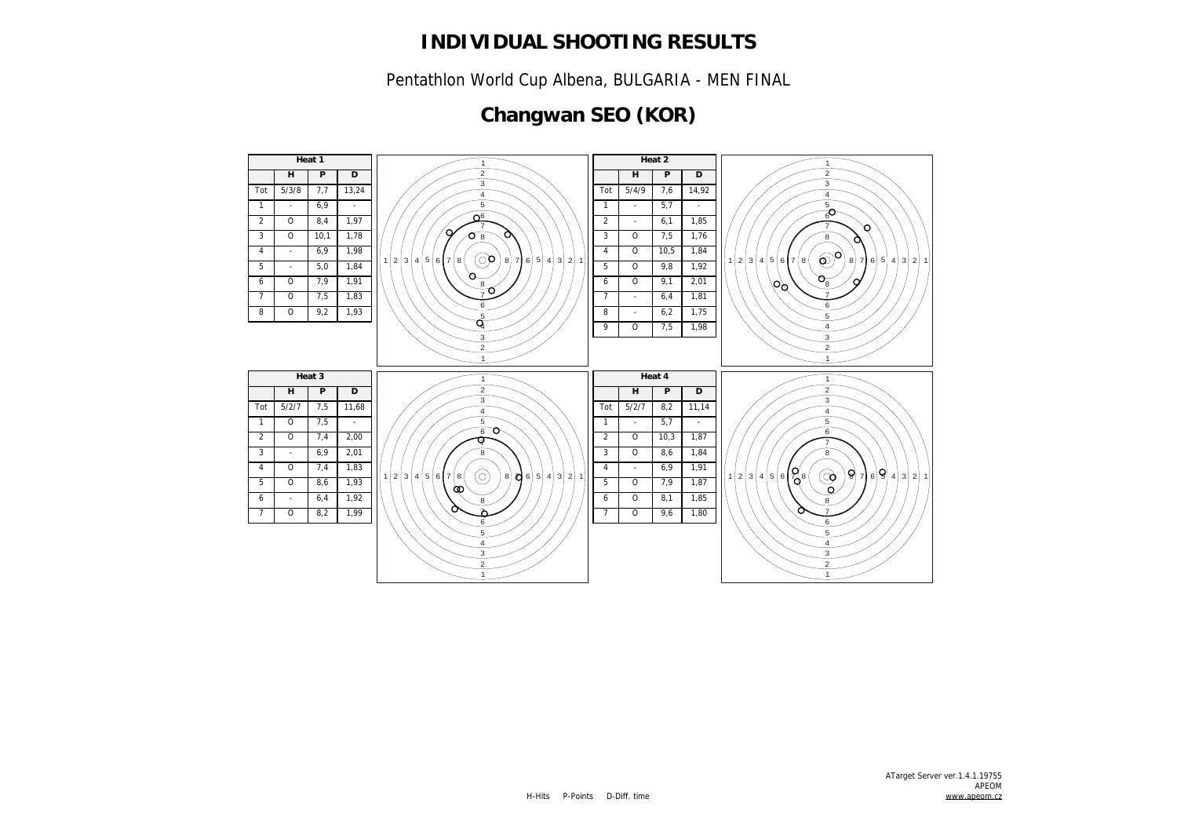# INDIVIDUAL SHOOTING RESULTS

Pentathlon World Cup Albena, BULGARIA - MEN FINAL

## Changwan SEO (KOR)

| Heat 1 | | | |
|---|---|---|---|
| | H | P | D |
| Tot | 5/3/8 | 7,7 | 13,24 |
| 1 | - | 6,9 | - |
| 2 | O | 8,4 | 1,97 |
| 3 | O | 10,1 | 1,78 |
| 4 | - | 6,9 | 1,98 |
| 5 | - | 5,0 | 1,84 |
| 6 | O | 7,9 | 1,91 |
| 7 | O | 7,5 | 1,83 |
| 8 | O | 9,2 | 1,93 |

| Heat 2 | | | |
|---|---|---|---|
| | H | P | D |
| Tot | 5/4/9 | 7,6 | 14,92 |
| 1 | - | 5,7 | - |
| 2 | - | 6,1 | 1,85 |
| 3 | O | 7,5 | 1,76 |
| 4 | O | 10,5 | 1,84 |
| 5 | O | 9,8 | 1,92 |
| 6 | O | 9,1 | 2,01 |
| 7 | - | 6,4 | 1,81 |
| 8 | - | 6,2 | 1,75 |
| 9 | O | 7,5 | 1,98 |

| Heat 3 | | | |
|---|---|---|---|
| | H | P | D |
| Tot | 5/2/7 | 7,5 | 11,68 |
| 1 | O | 7,5 | - |
| 2 | O | 7,4 | 2,00 |
| 3 | - | 6,9 | 2,01 |
| 4 | O | 7,4 | 1,83 |
| 5 | O | 8,6 | 1,93 |
| 6 | - | 6,4 | 1,92 |
| 7 | O | 8,2 | 1,99 |

| Heat 4 | | | |
|---|---|---|---|
| | H | P | D |
| Tot | 5/2/7 | 8,2 | 11,14 |
| 1 | - | 5,7 | - |
| 2 | O | 10,3 | 1,87 |
| 3 | O | 8,6 | 1,84 |
| 4 | - | 6,9 | 1,91 |
| 5 | O | 7,9 | 1,87 |
| 6 | O | 8,1 | 1,85 |
| 7 | O | 9,6 | 1,80 |

H-Hits P-Points D-Diff. time

ATarget Server ver.1.4.1.19755
APEOM
www.apeom.cz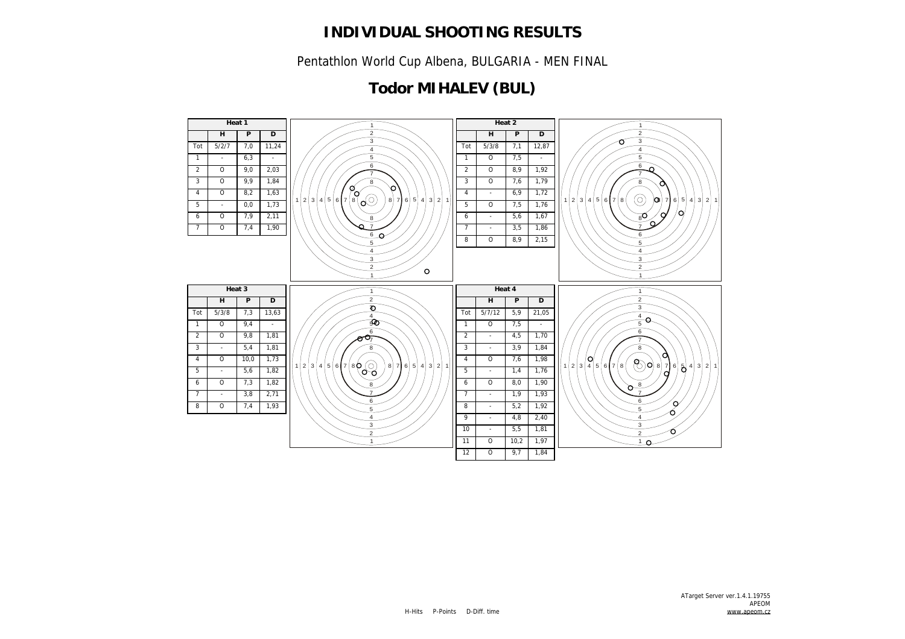# INDIVIDUAL SHOOTING RESULTS

Pentathlon World Cup Albena, BULGARIA - MEN FINAL

## Todor MIHALEV (BUL)

| Heat 1 | | | |
|---|---|---|---|
| | H | P | D |
| Tot | 5/2/7 | 7,0 | 11,24 |
| 1 | - | 6,3 | - |
| 2 | O | 9,0 | 2,03 |
| 3 | O | 9,9 | 1,84 |
| 4 | O | 8,2 | 1,63 |
| 5 | - | 0,0 | 1,73 |
| 6 | O | 7,9 | 2,11 |
| 7 | O | 7,4 | 1,90 |

| Heat 2 | | | |
|---|---|---|---|
| | H | P | D |
| Tot | 5/3/8 | 7,1 | 12,87 |
| 1 | O | 7,5 | - |
| 2 | O | 8,9 | 1,92 |
| 3 | O | 7,6 | 1,79 |
| 4 | - | 6,9 | 1,72 |
| 5 | O | 7,5 | 1,76 |
| 6 | - | 5,6 | 1,67 |
| 7 | - | 3,5 | 1,86 |
| 8 | O | 8,9 | 2,15 |

| Heat 3 | | | |
|---|---|---|---|
| | H | P | D |
| Tot | 5/3/8 | 7,3 | 13,63 |
| 1 | O | 9,4 | - |
| 2 | O | 9,8 | 1,81 |
| 3 | - | 5,4 | 1,81 |
| 4 | O | 10,0 | 1,73 |
| 5 | - | 5,6 | 1,82 |
| 6 | O | 7,3 | 1,82 |
| 7 | - | 3,8 | 2,71 |
| 8 | O | 7,4 | 1,93 |

| Heat 4 | | | |
|---|---|---|---|
| | H | P | D |
| Tot | 5/7/12 | 5,9 | 21,05 |
| 1 | O | 7,5 | - |
| 2 | - | 4,5 | 1,70 |
| 3 | - | 3,9 | 1,84 |
| 4 | O | 7,6 | 1,98 |
| 5 | - | 1,4 | 1,76 |
| 6 | O | 8,0 | 1,90 |
| 7 | - | 1,9 | 1,93 |
| 8 | - | 5,2 | 1,92 |
| 9 | - | 4,8 | 2,40 |
| 10 | - | 5,5 | 1,81 |
| 11 | O | 10,2 | 1,97 |
| 12 | O | 9,7 | 1,84 |

H-Hits P-Points D-Diff. time

ATarget Server ver.1.4.1.19755
APEOM
www.apeom.cz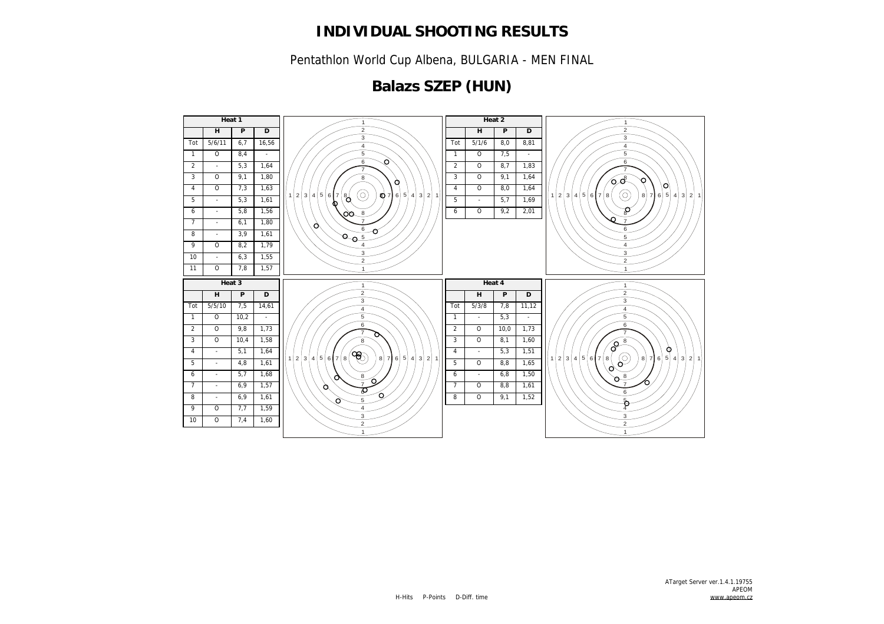# INDIVIDUAL SHOOTING RESULTS

Pentathlon World Cup Albena, BULGARIA - MEN FINAL

## Balazs SZEP (HUN)

| Heat 1 | | | |
|---|---|---|---|
| | H | P | D |
| Tot | 5/6/11 | 6,7 | 16,56 |
| 1 | O | 8,4 | - |
| 2 | - | 5,3 | 1,64 |
| 3 | O | 9,1 | 1,80 |
| 4 | O | 7,3 | 1,63 |
| 5 | - | 5,3 | 1,61 |
| 6 | - | 5,8 | 1,56 |
| 7 | - | 6,1 | 1,80 |
| 8 | - | 3,9 | 1,61 |
| 9 | O | 8,2 | 1,79 |
| 10 | - | 6,3 | 1,55 |
| 11 | O | 7,8 | 1,57 |

| Heat 2 | | | |
|---|---|---|---|
| | H | P | D |
| Tot | 5/1/6 | 8,0 | 8,81 |
| 1 | O | 7,5 | - |
| 2 | O | 8,7 | 1,83 |
| 3 | O | 9,1 | 1,64 |
| 4 | O | 8,0 | 1,64 |
| 5 | - | 5,7 | 1,69 |
| 6 | O | 9,2 | 2,01 |

| Heat 3 | | | |
|---|---|---|---|
| | H | P | D |
| Tot | 5/5/10 | 7,5 | 14,61 |
| 1 | O | 10,2 | - |
| 2 | O | 9,8 | 1,73 |
| 3 | O | 10,4 | 1,58 |
| 4 | - | 5,1 | 1,64 |
| 5 | - | 4,8 | 1,61 |
| 6 | - | 5,7 | 1,68 |
| 7 | - | 6,9 | 1,57 |
| 8 | - | 6,9 | 1,61 |
| 9 | O | 7,7 | 1,59 |
| 10 | O | 7,4 | 1,60 |

| Heat 4 | | | |
|---|---|---|---|
| | H | P | D |
| Tot | 5/3/8 | 7,8 | 11,12 |
| 1 | - | 5,3 | - |
| 2 | O | 10,0 | 1,73 |
| 3 | O | 8,1 | 1,60 |
| 4 | - | 5,3 | 1,51 |
| 5 | O | 8,8 | 1,65 |
| 6 | - | 6,8 | 1,50 |
| 7 | O | 8,8 | 1,61 |
| 8 | O | 9,1 | 1,52 |

H-Hits P-Points D-Diff. time

ATarget Server ver.1.4.1.19755
APEOM
www.apeom.cz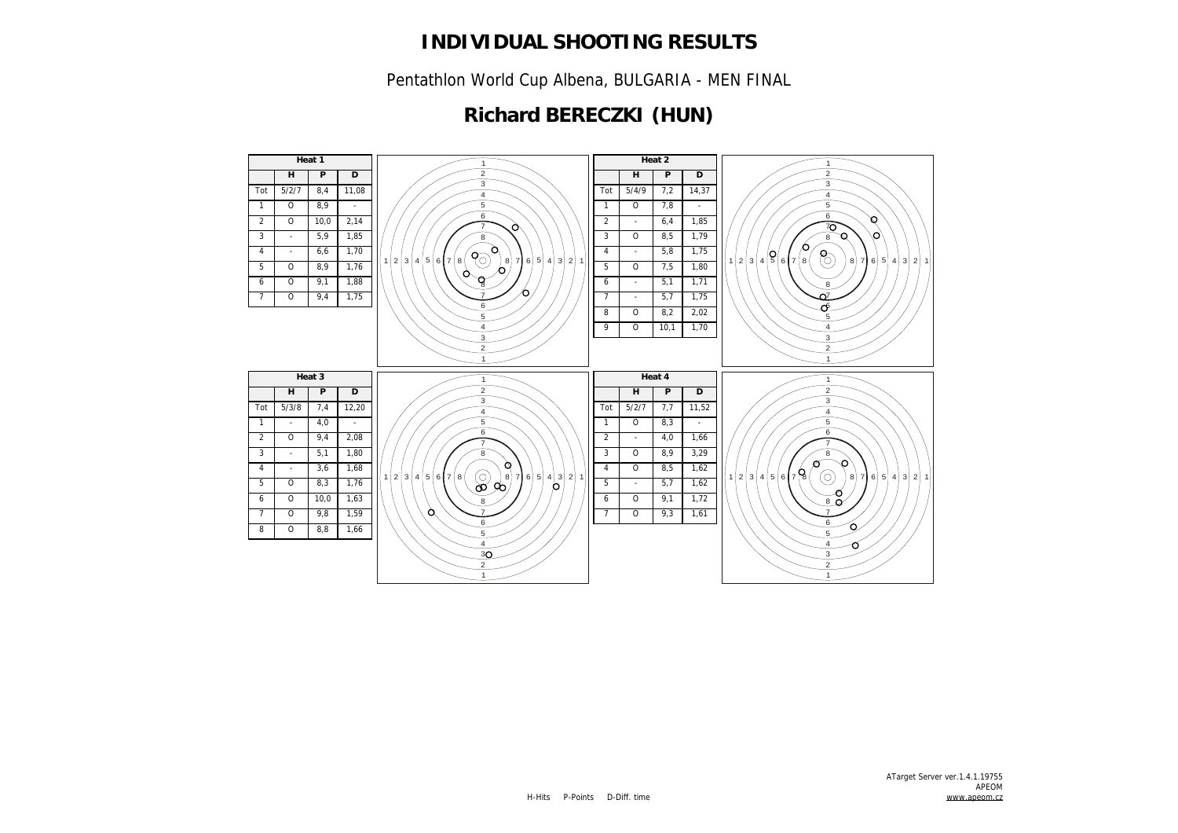# INDIVIDUAL SHOOTING RESULTS

Pentathlon World Cup Albena, BULGARIA - MEN FINAL

## Richard BERECZKI (HUN)

**Heat 1**

| | H | P | D |
|---|---|---|---|
| Tot | 5/2/7 | 8,4 | 11,08 |
| 1 | O | 8,9 | - |
| 2 | O | 10,0 | 2,14 |
| 3 | - | 5,9 | 1,85 |
| 4 | - | 6,6 | 1,70 |
| 5 | O | 8,9 | 1,76 |
| 6 | O | 9,1 | 1,88 |
| 7 | O | 9,4 | 1,75 |

**Heat 2**

| | H | P | D |
|---|---|---|---|
| Tot | 5/4/9 | 7,2 | 14,37 |
| 1 | O | 7,8 | - |
| 2 | - | 6,4 | 1,85 |
| 3 | O | 8,5 | 1,79 |
| 4 | - | 5,8 | 1,75 |
| 5 | O | 7,5 | 1,80 |
| 6 | - | 5,1 | 1,71 |
| 7 | - | 5,7 | 1,75 |
| 8 | O | 8,2 | 2,02 |
| 9 | O | 10,1 | 1,70 |

**Heat 3**

| | H | P | D |
|---|---|---|---|
| Tot | 5/3/8 | 7,4 | 12,20 |
| 1 | - | 4,0 | - |
| 2 | O | 9,4 | 2,08 |
| 3 | - | 5,1 | 1,80 |
| 4 | - | 3,6 | 1,68 |
| 5 | O | 8,3 | 1,76 |
| 6 | O | 10,0 | 1,63 |
| 7 | O | 9,8 | 1,59 |
| 8 | O | 8,8 | 1,66 |

**Heat 4**

| | H | P | D |
|---|---|---|---|
| Tot | 5/2/7 | 7,7 | 11,52 |
| 1 | O | 8,3 | - |
| 2 | - | 4,0 | 1,66 |
| 3 | O | 8,9 | 3,29 |
| 4 | O | 8,5 | 1,62 |
| 5 | - | 5,7 | 1,62 |
| 6 | O | 9,1 | 1,72 |
| 7 | O | 9,3 | 1,61 |

H-Hits P-Points D-Diff. time

ATarget Server ver.1.4.1.19755
APEOM
www.apeom.cz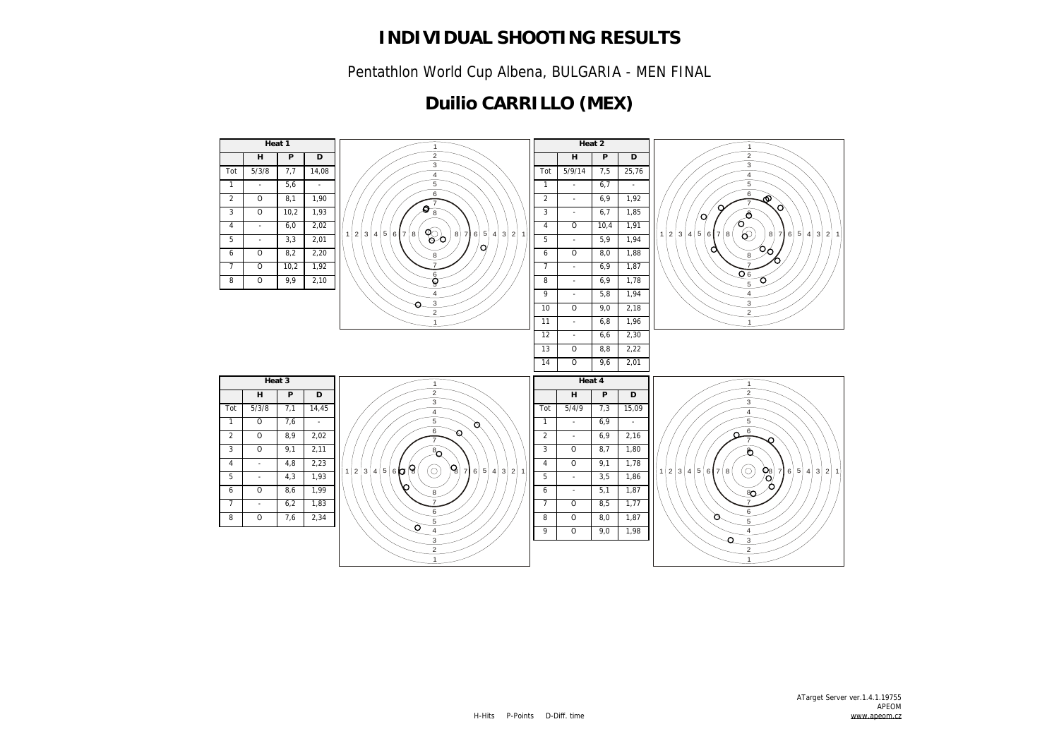# INDIVIDUAL SHOOTING RESULTS

Pentathlon World Cup Albena, BULGARIA - MEN FINAL

## Duilio CARRILLO (MEX)

**Heat 1**

| | H | P | D |
|---|---|---|---|
| Tot | 5/3/8 | 7,7 | 14,08 |
| 1 | - | 5,6 | - |
| 2 | O | 8,1 | 1,90 |
| 3 | O | 10,2 | 1,93 |
| 4 | - | 6,0 | 2,02 |
| 5 | - | 3,3 | 2,01 |
| 6 | O | 8,2 | 2,20 |
| 7 | O | 10,2 | 1,92 |
| 8 | O | 9,9 | 2,10 |

**Heat 2**

| | H | P | D |
|---|---|---|---|
| Tot | 5/9/14 | 7,5 | 25,76 |
| 1 | - | 6,7 | - |
| 2 | - | 6,9 | 1,92 |
| 3 | - | 6,7 | 1,85 |
| 4 | O | 10,4 | 1,91 |
| 5 | - | 5,9 | 1,94 |
| 6 | O | 8,0 | 1,88 |
| 7 | - | 6,9 | 1,87 |
| 8 | - | 6,9 | 1,78 |
| 9 | - | 5,8 | 1,94 |
| 10 | O | 9,0 | 2,18 |
| 11 | - | 6,8 | 1,96 |
| 12 | - | 6,6 | 2,30 |
| 13 | O | 8,8 | 2,22 |
| 14 | O | 9,6 | 2,01 |

**Heat 3**

| | H | P | D |
|---|---|---|---|
| Tot | 5/3/8 | 7,1 | 14,45 |
| 1 | O | 7,6 | - |
| 2 | O | 8,9 | 2,02 |
| 3 | O | 9,1 | 2,11 |
| 4 | - | 4,8 | 2,23 |
| 5 | - | 4,3 | 1,93 |
| 6 | O | 8,6 | 1,99 |
| 7 | - | 6,2 | 1,83 |
| 8 | O | 7,6 | 2,34 |

**Heat 4**

| | H | P | D |
|---|---|---|---|
| Tot | 5/4/9 | 7,3 | 15,09 |
| 1 | - | 6,9 | - |
| 2 | - | 6,9 | 2,16 |
| 3 | O | 8,7 | 1,80 |
| 4 | O | 9,1 | 1,78 |
| 5 | - | 3,5 | 1,86 |
| 6 | - | 5,1 | 1,87 |
| 7 | O | 8,5 | 1,77 |
| 8 | O | 8,0 | 1,87 |
| 9 | O | 9,0 | 1,98 |

H-Hits P-Points D-Diff. time

ATarget Server ver.1.4.1.19755
APEOM
www.apeom.cz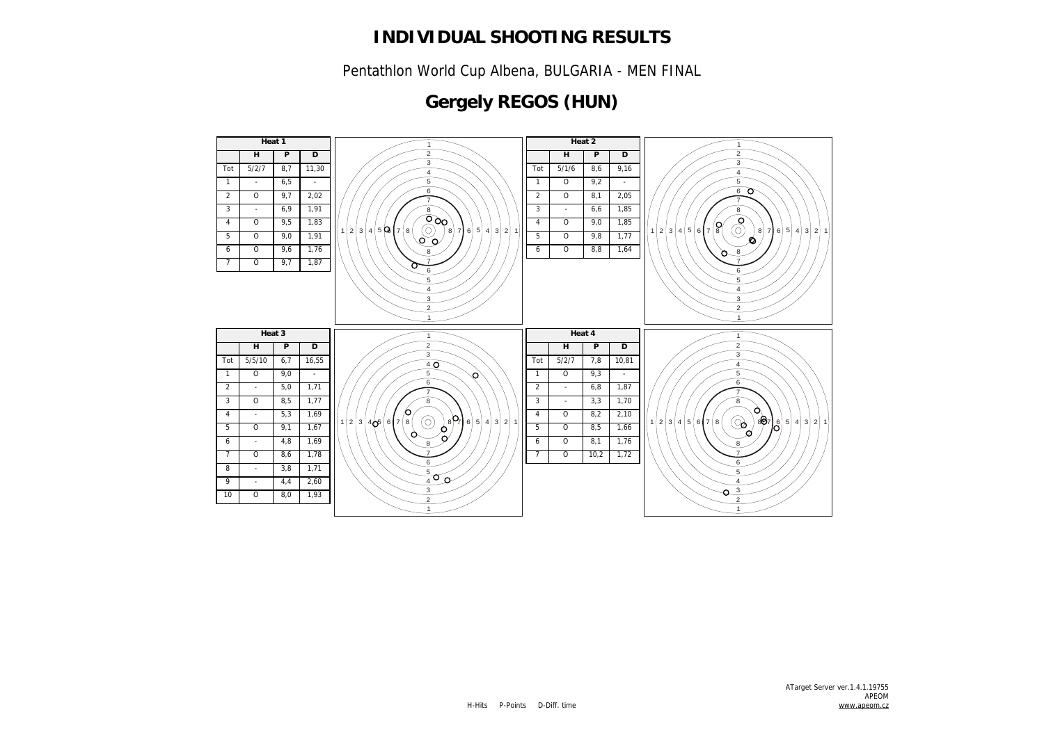# INDIVIDUAL SHOOTING RESULTS

Pentathlon World Cup Albena, BULGARIA - MEN FINAL

## Gergely REGOS (HUN)

**Heat 1**

| | H | P | D |
|---|---|---|---|
| Tot | 5/2/7 | 8,7 | 11,30 |
| 1 | - | 6,5 | - |
| 2 | O | 9,7 | 2,02 |
| 3 | - | 6,9 | 1,91 |
| 4 | O | 9,5 | 1,83 |
| 5 | O | 9,0 | 1,91 |
| 6 | O | 9,6 | 1,76 |
| 7 | O | 9,7 | 1,87 |

**Heat 2**

| | H | P | D |
|---|---|---|---|
| Tot | 5/1/6 | 8,6 | 9,16 |
| 1 | O | 9,2 | - |
| 2 | O | 8,1 | 2,05 |
| 3 | - | 6,6 | 1,85 |
| 4 | O | 9,0 | 1,85 |
| 5 | O | 9,8 | 1,77 |
| 6 | O | 8,8 | 1,64 |

**Heat 3**

| | H | P | D |
|---|---|---|---|
| Tot | 5/5/10 | 6,7 | 16,55 |
| 1 | O | 9,0 | - |
| 2 | - | 5,0 | 1,71 |
| 3 | O | 8,5 | 1,77 |
| 4 | - | 5,3 | 1,69 |
| 5 | O | 9,1 | 1,67 |
| 6 | - | 4,8 | 1,69 |
| 7 | O | 8,6 | 1,78 |
| 8 | - | 3,8 | 1,71 |
| 9 | - | 4,4 | 2,60 |
| 10 | O | 8,0 | 1,93 |

**Heat 4**

| | H | P | D |
|---|---|---|---|
| Tot | 5/2/7 | 7,8 | 10,81 |
| 1 | O | 9,3 | - |
| 2 | - | 6,8 | 1,87 |
| 3 | - | 3,3 | 1,70 |
| 4 | O | 8,2 | 2,10 |
| 5 | O | 8,5 | 1,66 |
| 6 | O | 8,1 | 1,76 |
| 7 | O | 10,2 | 1,72 |

H-Hits P-Points D-Diff. time

ATarget Server ver.1.4.1.19755
APEOM
www.apeom.cz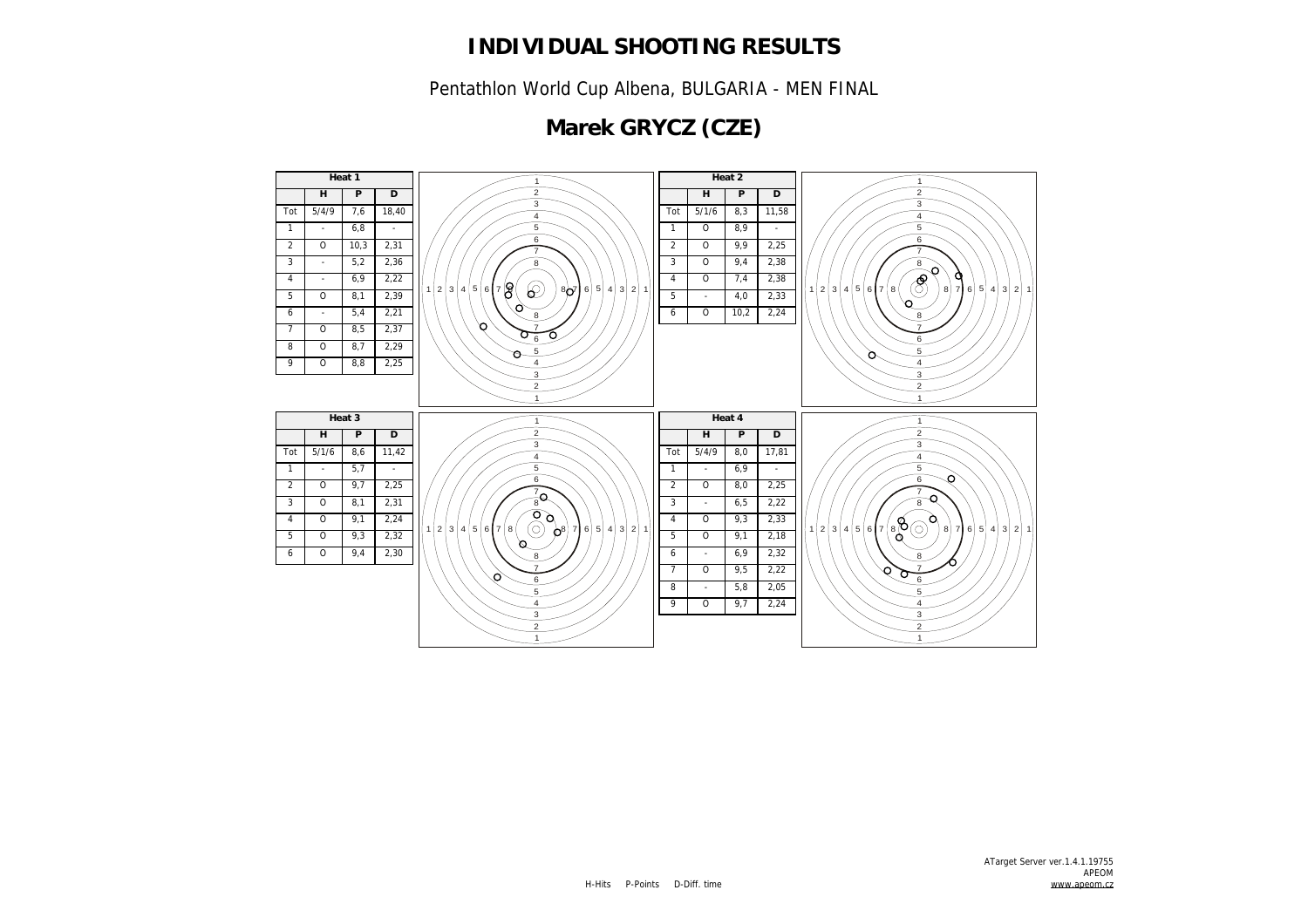# INDIVIDUAL SHOOTING RESULTS

Pentathlon World Cup Albena, BULGARIA - MEN FINAL

## Marek GRYCZ (CZE)

**Heat 1**

| | H | P | D |
|---|---|---|---|
| Tot | 5/4/9 | 7,6 | 18,40 |
| 1 | - | 6,8 | - |
| 2 | O | 10,3 | 2,31 |
| 3 | - | 5,2 | 2,36 |
| 4 | - | 6,9 | 2,22 |
| 5 | O | 8,1 | 2,39 |
| 6 | - | 5,4 | 2,21 |
| 7 | O | 8,5 | 2,37 |
| 8 | O | 8,7 | 2,29 |
| 9 | O | 8,8 | 2,25 |

**Heat 2**

| | H | P | D |
|---|---|---|---|
| Tot | 5/1/6 | 8,3 | 11,58 |
| 1 | O | 8,9 | - |
| 2 | O | 9,9 | 2,25 |
| 3 | O | 9,4 | 2,38 |
| 4 | O | 7,4 | 2,38 |
| 5 | - | 4,0 | 2,33 |
| 6 | O | 10,2 | 2,24 |

**Heat 3**

| | H | P | D |
|---|---|---|---|
| Tot | 5/1/6 | 8,6 | 11,42 |
| 1 | - | 5,7 | - |
| 2 | O | 9,7 | 2,25 |
| 3 | O | 8,1 | 2,31 |
| 4 | O | 9,1 | 2,24 |
| 5 | O | 9,3 | 2,32 |
| 6 | O | 9,4 | 2,30 |

**Heat 4**

| | H | P | D |
|---|---|---|---|
| Tot | 5/4/9 | 8,0 | 17,81 |
| 1 | - | 6,9 | - |
| 2 | O | 8,0 | 2,25 |
| 3 | - | 6,5 | 2,22 |
| 4 | O | 9,3 | 2,33 |
| 5 | O | 9,1 | 2,18 |
| 6 | - | 6,9 | 2,32 |
| 7 | O | 9,5 | 2,22 |
| 8 | - | 5,8 | 2,05 |
| 9 | O | 9,7 | 2,24 |

H-Hits P-Points D-Diff. time

ATarget Server ver.1.4.1.19755
APEOM
www.apeom.cz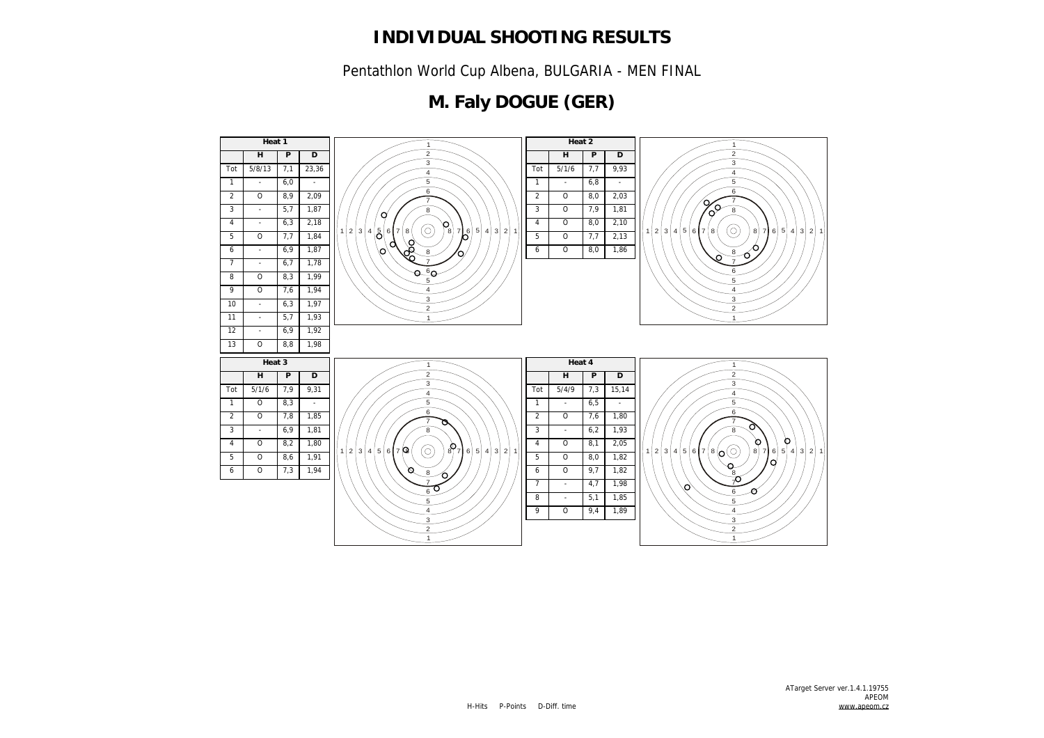# INDIVIDUAL SHOOTING RESULTS

Pentathlon World Cup Albena, BULGARIA - MEN FINAL

## M. Faly DOGUE (GER)

| Heat 1 | | | |
|---|---|---|---|
| | H | P | D |
| Tot | 5/8/13 | 7,1 | 23,36 |
| 1 | - | 6,0 | - |
| 2 | O | 8,9 | 2,09 |
| 3 | - | 5,7 | 1,87 |
| 4 | - | 6,3 | 2,18 |
| 5 | O | 7,7 | 1,84 |
| 6 | - | 6,9 | 1,87 |
| 7 | - | 6,7 | 1,78 |
| 8 | O | 8,3 | 1,99 |
| 9 | O | 7,6 | 1,94 |
| 10 | - | 6,3 | 1,97 |
| 11 | - | 5,7 | 1,93 |
| 12 | - | 6,9 | 1,92 |
| 13 | O | 8,8 | 1,98 |

| Heat 2 | | | |
|---|---|---|---|
| | H | P | D |
| Tot | 5/1/6 | 7,7 | 9,93 |
| 1 | - | 6,8 | - |
| 2 | O | 8,0 | 2,03 |
| 3 | O | 7,9 | 1,81 |
| 4 | O | 8,0 | 2,10 |
| 5 | O | 7,7 | 2,13 |
| 6 | O | 8,0 | 1,86 |

| Heat 3 | | | |
|---|---|---|---|
| | H | P | D |
| Tot | 5/1/6 | 7,9 | 9,31 |
| 1 | O | 8,3 | - |
| 2 | O | 7,8 | 1,85 |
| 3 | - | 6,9 | 1,81 |
| 4 | O | 8,2 | 1,80 |
| 5 | O | 8,6 | 1,91 |
| 6 | O | 7,3 | 1,94 |

| Heat 4 | | | |
|---|---|---|---|
| | H | P | D |
| Tot | 5/4/9 | 7,3 | 15,14 |
| 1 | - | 6,5 | - |
| 2 | O | 7,6 | 1,80 |
| 3 | - | 6,2 | 1,93 |
| 4 | O | 8,1 | 2,05 |
| 5 | O | 8,0 | 1,82 |
| 6 | O | 9,7 | 1,82 |
| 7 | - | 4,7 | 1,98 |
| 8 | - | 5,1 | 1,85 |
| 9 | O | 9,4 | 1,89 |

H-Hits P-Points D-Diff. time

ATarget Server ver.1.4.1.19755
APEOM
www.apeom.cz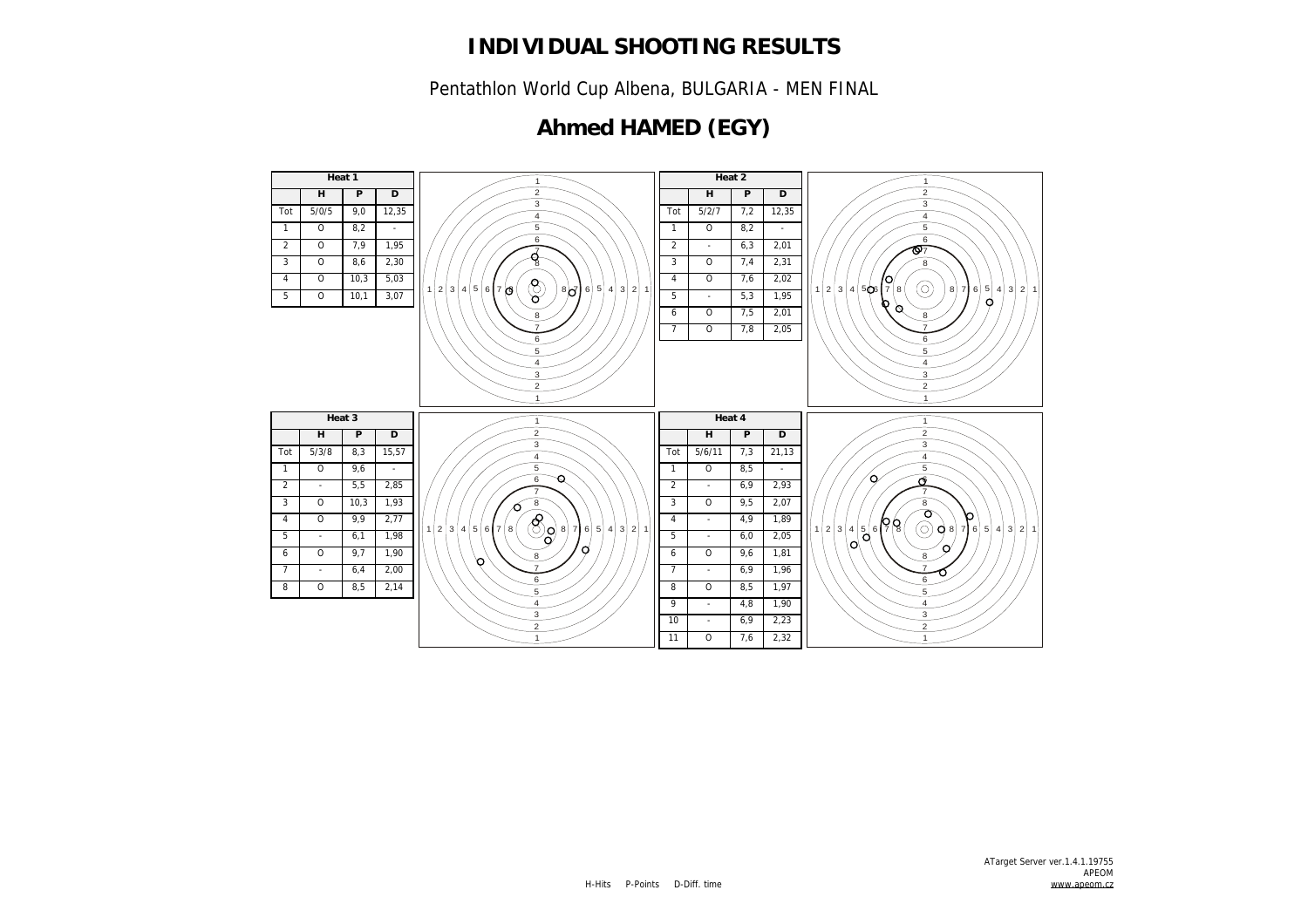# INDIVIDUAL SHOOTING RESULTS

Pentathlon World Cup Albena, BULGARIA - MEN FINAL

## Ahmed HAMED (EGY)

### Heat 1

| | H | P | D |
|---|---|---|---|
| Tot | 5/0/5 | 9,0 | 12,35 |
| 1 | O | 8,2 | - |
| 2 | O | 7,9 | 1,95 |
| 3 | O | 8,6 | 2,30 |
| 4 | O | 10,3 | 5,03 |
| 5 | O | 10,1 | 3,07 |

### Heat 2

| | H | P | D |
|---|---|---|---|
| Tot | 5/2/7 | 7,2 | 12,35 |
| 1 | O | 8,2 | - |
| 2 | - | 6,3 | 2,01 |
| 3 | O | 7,4 | 2,31 |
| 4 | O | 7,6 | 2,02 |
| 5 | - | 5,3 | 1,95 |
| 6 | O | 7,5 | 2,01 |
| 7 | O | 7,8 | 2,05 |

### Heat 3

| | H | P | D |
|---|---|---|---|
| Tot | 5/3/8 | 8,3 | 15,57 |
| 1 | O | 9,6 | - |
| 2 | - | 5,5 | 2,85 |
| 3 | O | 10,3 | 1,93 |
| 4 | O | 9,9 | 2,77 |
| 5 | - | 6,1 | 1,98 |
| 6 | O | 9,7 | 1,90 |
| 7 | - | 6,4 | 2,00 |
| 8 | O | 8,5 | 2,14 |

### Heat 4

| | H | P | D |
|---|---|---|---|
| Tot | 5/6/11 | 7,3 | 21,13 |
| 1 | O | 8,5 | - |
| 2 | - | 6,9 | 2,93 |
| 3 | O | 9,5 | 2,07 |
| 4 | - | 4,9 | 1,89 |
| 5 | - | 6,0 | 2,05 |
| 6 | O | 9,6 | 1,81 |
| 7 | - | 6,9 | 1,96 |
| 8 | O | 8,5 | 1,97 |
| 9 | - | 4,8 | 1,90 |
| 10 | - | 6,9 | 2,23 |
| 11 | O | 7,6 | 2,32 |

H-Hits P-Points D-Diff. time

ATarget Server ver.1.4.1.19755
APEOM
www.apeom.cz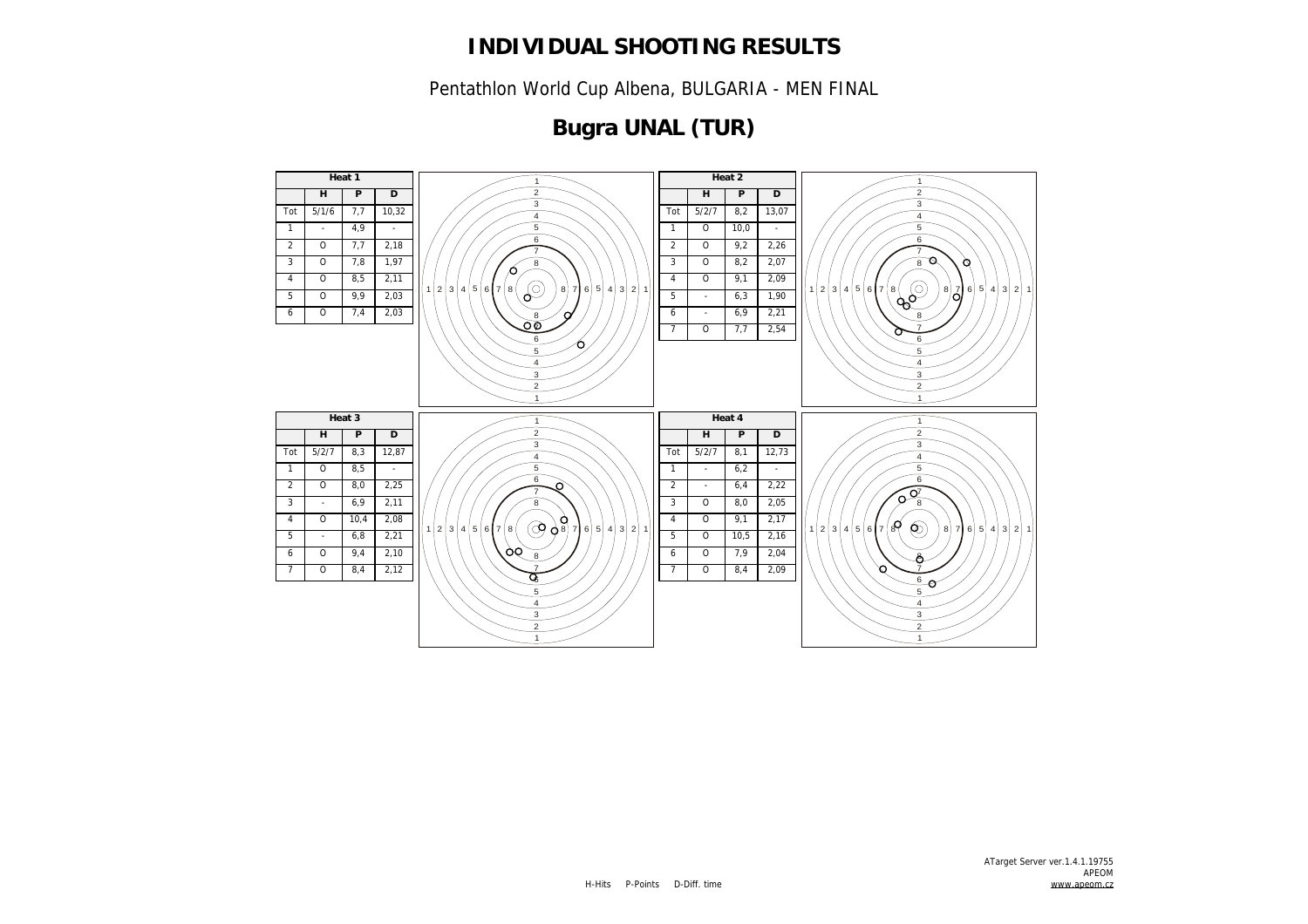# INDIVIDUAL SHOOTING RESULTS

Pentathlon World Cup Albena, BULGARIA - MEN FINAL

## Bugra UNAL (TUR)

| Heat 1 | | | |
|---|---|---|---|
| | H | P | D |
| Tot | 5/1/6 | 7,7 | 10,32 |
| 1 | - | 4,9 | - |
| 2 | O | 7,7 | 2,18 |
| 3 | O | 7,8 | 1,97 |
| 4 | O | 8,5 | 2,11 |
| 5 | O | 9,9 | 2,03 |
| 6 | O | 7,4 | 2,03 |

| Heat 2 | | | |
|---|---|---|---|
| | H | P | D |
| Tot | 5/2/7 | 8,2 | 13,07 |
| 1 | O | 10,0 | - |
| 2 | O | 9,2 | 2,26 |
| 3 | O | 8,2 | 2,07 |
| 4 | O | 9,1 | 2,09 |
| 5 | - | 6,3 | 1,90 |
| 6 | - | 6,9 | 2,21 |
| 7 | O | 7,7 | 2,54 |

| Heat 3 | | | |
|---|---|---|---|
| | H | P | D |
| Tot | 5/2/7 | 8,3 | 12,87 |
| 1 | O | 8,5 | - |
| 2 | O | 8,0 | 2,25 |
| 3 | - | 6,9 | 2,11 |
| 4 | O | 10,4 | 2,08 |
| 5 | - | 6,8 | 2,21 |
| 6 | O | 9,4 | 2,10 |
| 7 | O | 8,4 | 2,12 |

| Heat 4 | | | |
|---|---|---|---|
| | H | P | D |
| Tot | 5/2/7 | 8,1 | 12,73 |
| 1 | - | 6,2 | - |
| 2 | - | 6,4 | 2,22 |
| 3 | O | 8,0 | 2,05 |
| 4 | O | 9,1 | 2,17 |
| 5 | O | 10,5 | 2,16 |
| 6 | O | 7,9 | 2,04 |
| 7 | O | 8,4 | 2,09 |

H-Hits P-Points D-Diff. time

ATarget Server ver.1.4.1.19755
APEOM
www.apeom.cz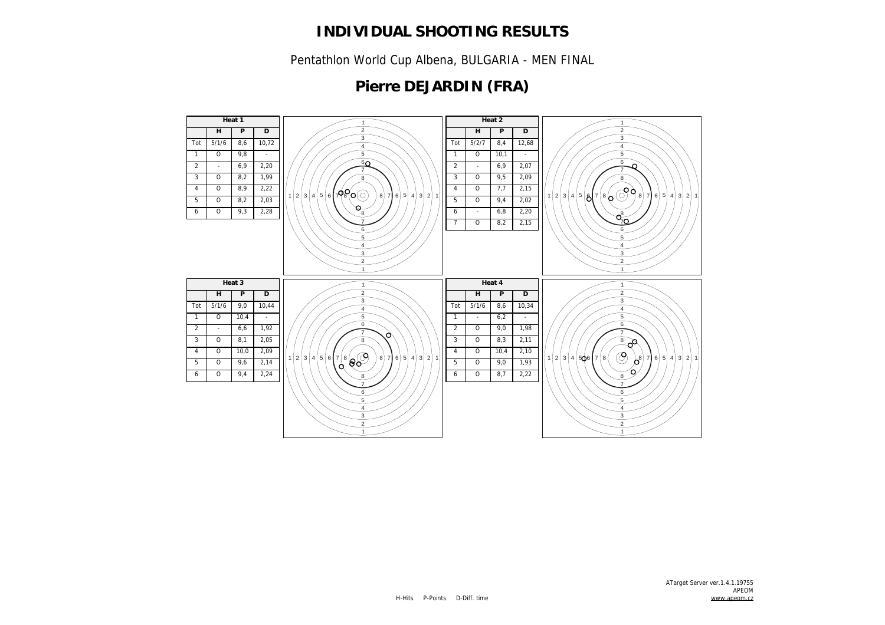# INDIVIDUAL SHOOTING RESULTS

Pentathlon World Cup Albena, BULGARIA - MEN FINAL

## Pierre DEJARDIN (FRA)

**Heat 1**

| | H | P | D |
|---|---|---|---|
| Tot | 5/1/6 | 8,6 | 10,72 |
| 1 | O | 9,8 | - |
| 2 | - | 6,9 | 2,20 |
| 3 | O | 8,2 | 1,99 |
| 4 | O | 8,9 | 2,22 |
| 5 | O | 8,2 | 2,03 |
| 6 | O | 9,3 | 2,28 |

**Heat 2**

| | H | P | D |
|---|---|---|---|
| Tot | 5/2/7 | 8,4 | 12,68 |
| 1 | O | 10,1 | - |
| 2 | - | 6,9 | 2,07 |
| 3 | O | 9,5 | 2,09 |
| 4 | O | 7,7 | 2,15 |
| 5 | O | 9,4 | 2,02 |
| 6 | - | 6,8 | 2,20 |
| 7 | O | 8,2 | 2,15 |

**Heat 3**

| | H | P | D |
|---|---|---|---|
| Tot | 5/1/6 | 9,0 | 10,44 |
| 1 | O | 10,4 | - |
| 2 | - | 6,6 | 1,92 |
| 3 | O | 8,1 | 2,05 |
| 4 | O | 10,0 | 2,09 |
| 5 | O | 9,6 | 2,14 |
| 6 | O | 9,4 | 2,24 |

**Heat 4**

| | H | P | D |
|---|---|---|---|
| Tot | 5/1/6 | 8,6 | 10,34 |
| 1 | - | 6,2 | - |
| 2 | O | 9,0 | 1,98 |
| 3 | O | 8,3 | 2,11 |
| 4 | O | 10,4 | 2,10 |
| 5 | O | 9,0 | 1,93 |
| 6 | O | 8,7 | 2,22 |

H-Hits P-Points D-Diff. time

ATarget Server ver.1.4.1.19755
APEOM
www.apeom.cz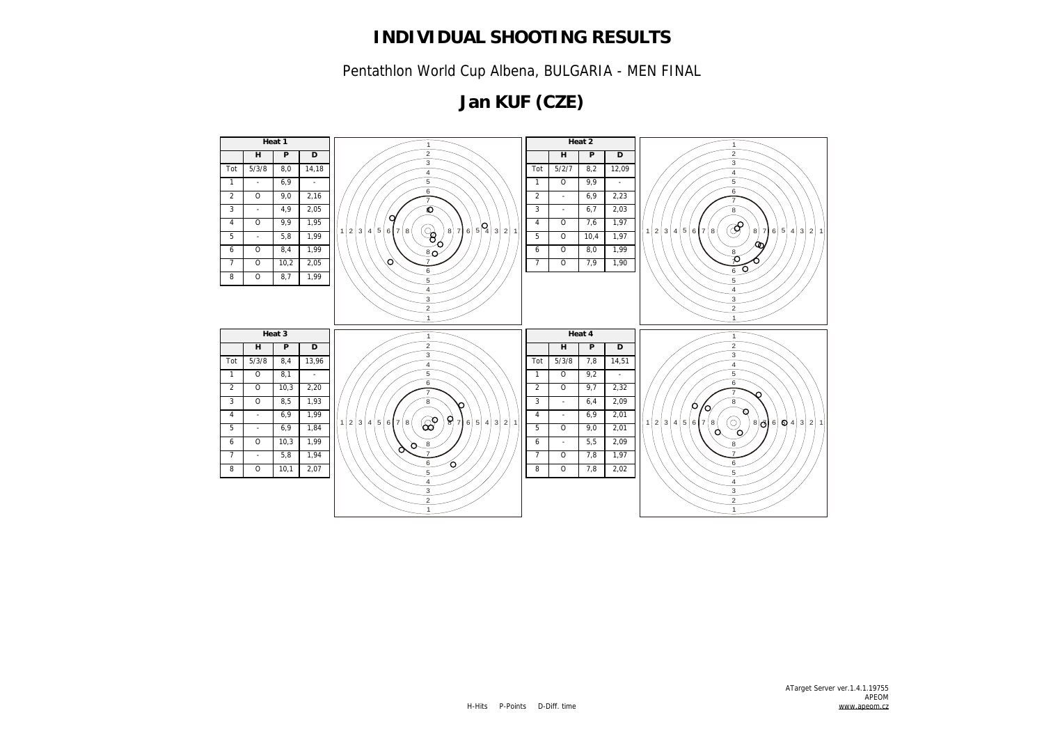# INDIVIDUAL SHOOTING RESULTS

Pentathlon World Cup Albena, BULGARIA - MEN FINAL

## Jan KUF (CZE)

| Heat 1 | | | |
|---|---|---|---|
| | H | P | D |
| Tot | 5/3/8 | 8,0 | 14,18 |
| 1 | - | 6,9 | - |
| 2 | O | 9,0 | 2,16 |
| 3 | - | 4,9 | 2,05 |
| 4 | O | 9,9 | 1,95 |
| 5 | - | 5,8 | 1,99 |
| 6 | O | 8,4 | 1,99 |
| 7 | O | 10,2 | 2,05 |
| 8 | O | 8,7 | 1,99 |

| Heat 2 | | | |
|---|---|---|---|
| | H | P | D |
| Tot | 5/2/7 | 8,2 | 12,09 |
| 1 | O | 9,9 | - |
| 2 | - | 6,9 | 2,23 |
| 3 | - | 6,7 | 2,03 |
| 4 | O | 7,6 | 1,97 |
| 5 | O | 10,4 | 1,97 |
| 6 | O | 8,0 | 1,99 |
| 7 | O | 7,9 | 1,90 |

| Heat 3 | | | |
|---|---|---|---|
| | H | P | D |
| Tot | 5/3/8 | 8,4 | 13,96 |
| 1 | O | 8,1 | - |
| 2 | O | 10,3 | 2,20 |
| 3 | O | 8,5 | 1,93 |
| 4 | - | 6,9 | 1,99 |
| 5 | - | 6,9 | 1,84 |
| 6 | O | 10,3 | 1,99 |
| 7 | - | 5,8 | 1,94 |
| 8 | O | 10,1 | 2,07 |

| Heat 4 | | | |
|---|---|---|---|
| | H | P | D |
| Tot | 5/3/8 | 7,8 | 14,51 |
| 1 | O | 9,2 | - |
| 2 | O | 9,7 | 2,32 |
| 3 | - | 6,4 | 2,09 |
| 4 | - | 6,9 | 2,01 |
| 5 | O | 9,0 | 2,01 |
| 6 | - | 5,5 | 2,09 |
| 7 | O | 7,8 | 1,97 |
| 8 | O | 7,8 | 2,02 |

H-Hits P-Points D-Diff. time

ATarget Server ver.1.4.1.19755
APEOM
www.apeom.cz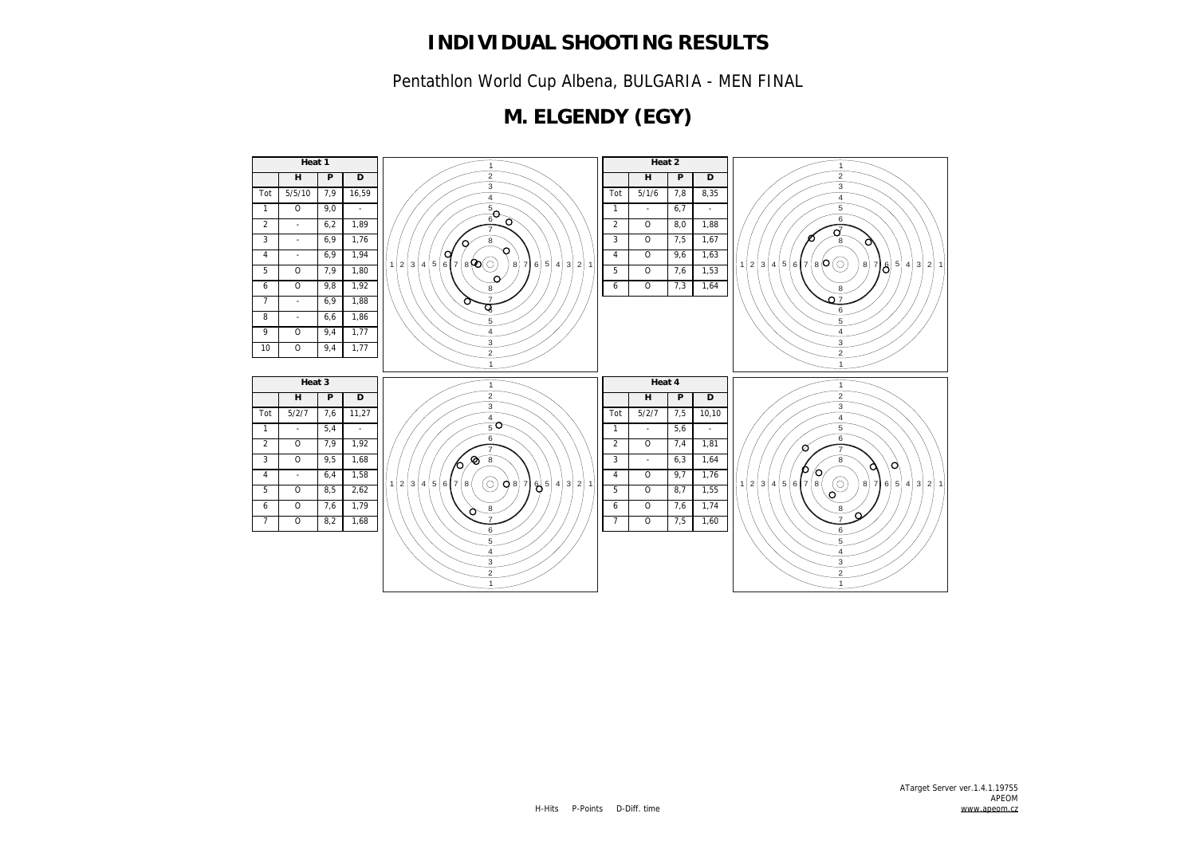# INDIVIDUAL SHOOTING RESULTS

Pentathlon World Cup Albena, BULGARIA - MEN FINAL

## M. ELGENDY (EGY)

| Heat 1 | | | |
|---|---|---|---|
| | H | P | D |
| Tot | 5/5/10 | 7,9 | 16,59 |
| 1 | O | 9,0 | - |
| 2 | - | 6,2 | 1,89 |
| 3 | - | 6,9 | 1,76 |
| 4 | - | 6,9 | 1,94 |
| 5 | O | 7,9 | 1,80 |
| 6 | O | 9,8 | 1,92 |
| 7 | - | 6,9 | 1,88 |
| 8 | - | 6,6 | 1,86 |
| 9 | O | 9,4 | 1,77 |
| 10 | O | 9,4 | 1,77 |

| Heat 2 | | | |
|---|---|---|---|
| | H | P | D |
| Tot | 5/1/6 | 7,8 | 8,35 |
| 1 | - | 6,7 | - |
| 2 | O | 8,0 | 1,88 |
| 3 | O | 7,5 | 1,67 |
| 4 | O | 9,6 | 1,63 |
| 5 | O | 7,6 | 1,53 |
| 6 | O | 7,3 | 1,64 |

| Heat 3 | | | |
|---|---|---|---|
| | H | P | D |
| Tot | 5/2/7 | 7,6 | 11,27 |
| 1 | - | 5,4 | - |
| 2 | O | 7,9 | 1,92 |
| 3 | O | 9,5 | 1,68 |
| 4 | - | 6,4 | 1,58 |
| 5 | O | 8,5 | 2,62 |
| 6 | O | 7,6 | 1,79 |
| 7 | O | 8,2 | 1,68 |

| Heat 4 | | | |
|---|---|---|---|
| | H | P | D |
| Tot | 5/2/7 | 7,5 | 10,10 |
| 1 | - | 5,6 | - |
| 2 | O | 7,4 | 1,81 |
| 3 | - | 6,3 | 1,64 |
| 4 | O | 9,7 | 1,76 |
| 5 | O | 8,7 | 1,55 |
| 6 | O | 7,6 | 1,74 |
| 7 | O | 7,5 | 1,60 |

H-Hits P-Points D-Diff. time

ATarget Server ver.1.4.1.19755
APEOM
www.apeom.cz